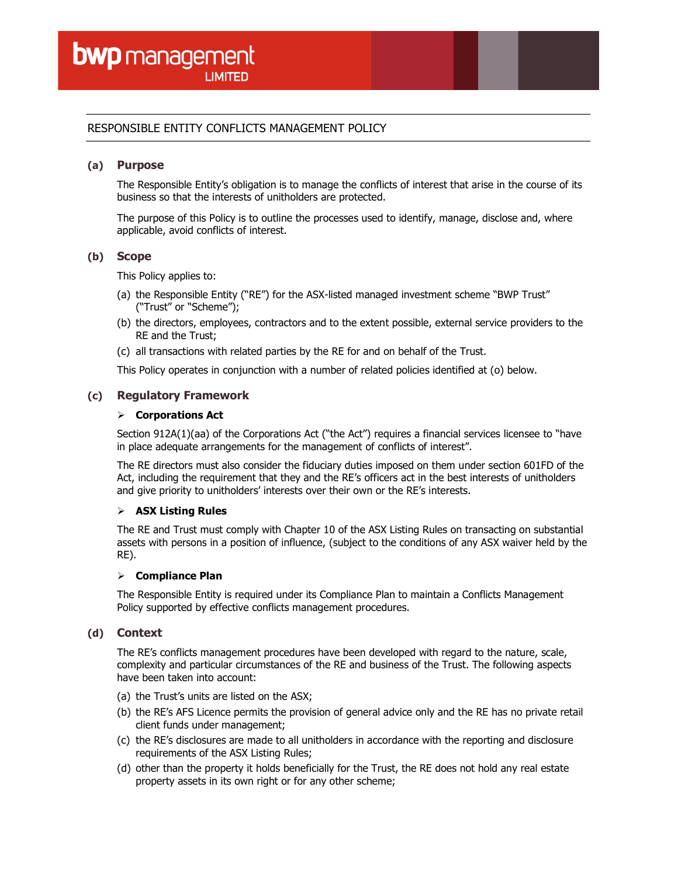# RESPONSIBLE ENTITY CONFLICTS MANAGEMENT POLICY

## (a) Purpose

The Responsible Entity's obligation is to manage the conflicts of interest that arise in the course of its business so that the interests of unitholders are protected.

The purpose of this Policy is to outline the processes used to identify, manage, disclose and, where applicable, avoid conflicts of interest.

## (b) Scope

This Policy applies to:

(a) the Responsible Entity ("RE") for the ASX-listed managed investment scheme "BWP Trust" ("Trust" or "Scheme");

(b) the directors, employees, contractors and to the extent possible, external service providers to the RE and the Trust;

(c) all transactions with related parties by the RE for and on behalf of the Trust.

This Policy operates in conjunction with a number of related policies identified at (o) below.

## (c) Regulatory Framework

- **Corporations Act**

Section 912A(1)(aa) of the Corporations Act ("the Act") requires a financial services licensee to "have in place adequate arrangements for the management of conflicts of interest".

The RE directors must also consider the fiduciary duties imposed on them under section 601FD of the Act, including the requirement that they and the RE's officers act in the best interests of unitholders and give priority to unitholders' interests over their own or the RE's interests.

- **ASX Listing Rules**

The RE and Trust must comply with Chapter 10 of the ASX Listing Rules on transacting on substantial assets with persons in a position of influence, (subject to the conditions of any ASX waiver held by the RE).

- **Compliance Plan**

The Responsible Entity is required under its Compliance Plan to maintain a Conflicts Management Policy supported by effective conflicts management procedures.

## (d) Context

The RE's conflicts management procedures have been developed with regard to the nature, scale, complexity and particular circumstances of the RE and business of the Trust. The following aspects have been taken into account:

(a) the Trust's units are listed on the ASX;

(b) the RE's AFS Licence permits the provision of general advice only and the RE has no private retail client funds under management;

(c) the RE's disclosures are made to all unitholders in accordance with the reporting and disclosure requirements of the ASX Listing Rules;

(d) other than the property it holds beneficially for the Trust, the RE does not hold any real estate property assets in its own right or for any other scheme;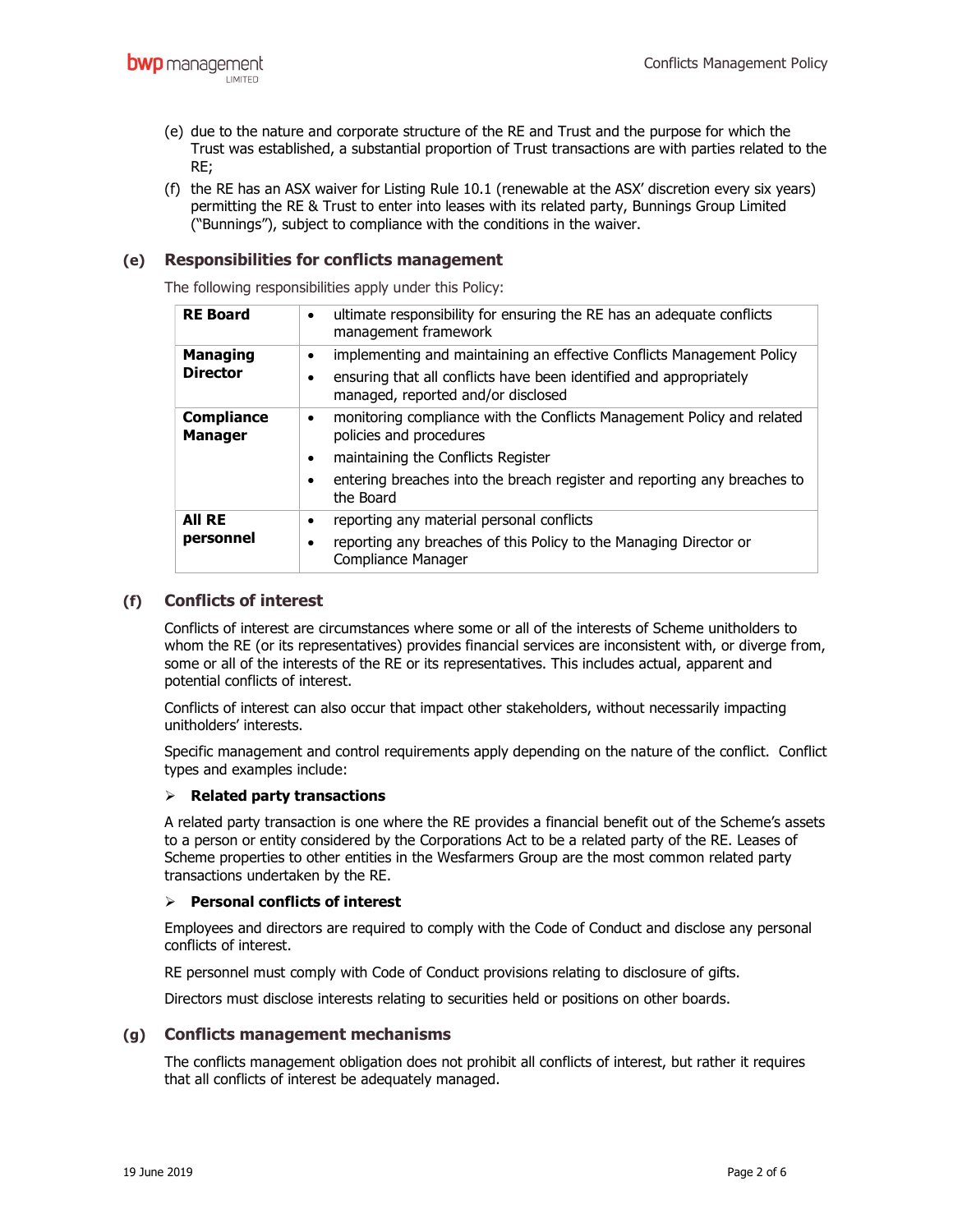(e) due to the nature and corporate structure of the RE and Trust and the purpose for which the Trust was established, a substantial proportion of Trust transactions are with parties related to the RE;

(f) the RE has an ASX waiver for Listing Rule 10.1 (renewable at the ASX' discretion every six years) permitting the RE & Trust to enter into leases with its related party, Bunnings Group Limited ("Bunnings"), subject to compliance with the conditions in the waiver.

## (e) Responsibilities for conflicts management

The following responsibilities apply under this Policy:

| | |
|---|---|
| **RE Board** | • ultimate responsibility for ensuring the RE has an adequate conflicts management framework |
| **Managing Director** | • implementing and maintaining an effective Conflicts Management Policy<br>• ensuring that all conflicts have been identified and appropriately managed, reported and/or disclosed |
| **Compliance Manager** | • monitoring compliance with the Conflicts Management Policy and related policies and procedures<br>• maintaining the Conflicts Register<br>• entering breaches into the breach register and reporting any breaches to the Board |
| **All RE personnel** | • reporting any material personal conflicts<br>• reporting any breaches of this Policy to the Managing Director or Compliance Manager |

## (f) Conflicts of interest

Conflicts of interest are circumstances where some or all of the interests of Scheme unitholders to whom the RE (or its representatives) provides financial services are inconsistent with, or diverge from, some or all of the interests of the RE or its representatives. This includes actual, apparent and potential conflicts of interest.

Conflicts of interest can also occur that impact other stakeholders, without necessarily impacting unitholders' interests.

Specific management and control requirements apply depending on the nature of the conflict. Conflict types and examples include:

- **Related party transactions**

A related party transaction is one where the RE provides a financial benefit out of the Scheme's assets to a person or entity considered by the Corporations Act to be a related party of the RE. Leases of Scheme properties to other entities in the Wesfarmers Group are the most common related party transactions undertaken by the RE.

- **Personal conflicts of interest**

Employees and directors are required to comply with the Code of Conduct and disclose any personal conflicts of interest.

RE personnel must comply with Code of Conduct provisions relating to disclosure of gifts.

Directors must disclose interests relating to securities held or positions on other boards.

## (g) Conflicts management mechanisms

The conflicts management obligation does not prohibit all conflicts of interest, but rather it requires that all conflicts of interest be adequately managed.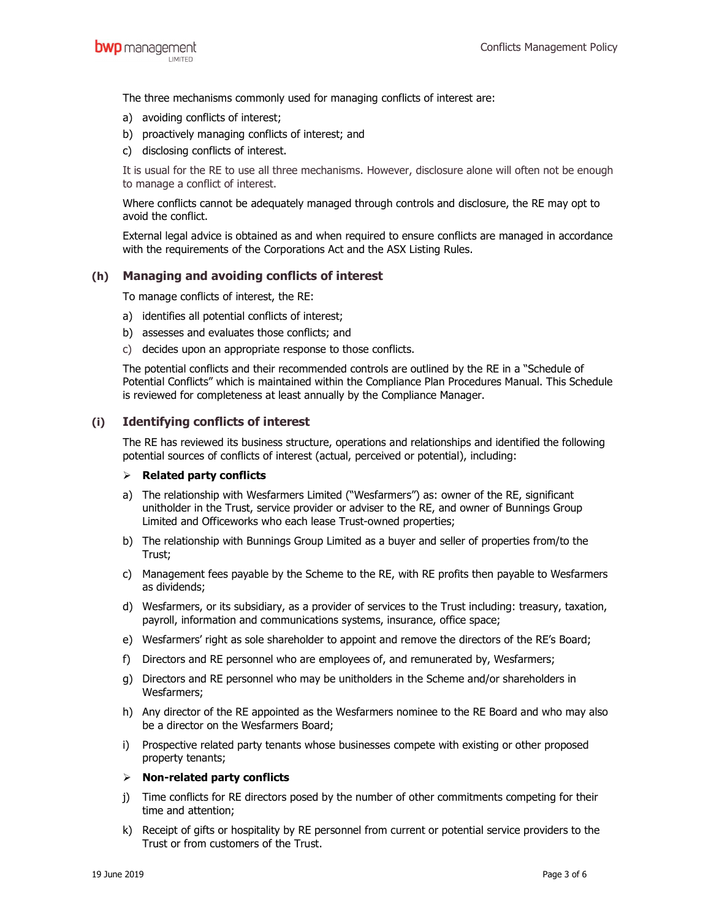The three mechanisms commonly used for managing conflicts of interest are:

a) avoiding conflicts of interest;
b) proactively managing conflicts of interest; and
c) disclosing conflicts of interest.

It is usual for the RE to use all three mechanisms. However, disclosure alone will often not be enough to manage a conflict of interest.

Where conflicts cannot be adequately managed through controls and disclosure, the RE may opt to avoid the conflict.

External legal advice is obtained as and when required to ensure conflicts are managed in accordance with the requirements of the Corporations Act and the ASX Listing Rules.

## (h) Managing and avoiding conflicts of interest

To manage conflicts of interest, the RE:

a) identifies all potential conflicts of interest;
b) assesses and evaluates those conflicts; and
c) decides upon an appropriate response to those conflicts.

The potential conflicts and their recommended controls are outlined by the RE in a "Schedule of Potential Conflicts" which is maintained within the Compliance Plan Procedures Manual. This Schedule is reviewed for completeness at least annually by the Compliance Manager.

## (i) Identifying conflicts of interest

The RE has reviewed its business structure, operations and relationships and identified the following potential sources of conflicts of interest (actual, perceived or potential), including:

- **Related party conflicts**

a) The relationship with Wesfarmers Limited ("Wesfarmers") as: owner of the RE, significant unitholder in the Trust, service provider or adviser to the RE, and owner of Bunnings Group Limited and Officeworks who each lease Trust-owned properties;

b) The relationship with Bunnings Group Limited as a buyer and seller of properties from/to the Trust;

c) Management fees payable by the Scheme to the RE, with RE profits then payable to Wesfarmers as dividends;

d) Wesfarmers, or its subsidiary, as a provider of services to the Trust including: treasury, taxation, payroll, information and communications systems, insurance, office space;

e) Wesfarmers' right as sole shareholder to appoint and remove the directors of the RE's Board;

f) Directors and RE personnel who are employees of, and remunerated by, Wesfarmers;

g) Directors and RE personnel who may be unitholders in the Scheme and/or shareholders in Wesfarmers;

h) Any director of the RE appointed as the Wesfarmers nominee to the RE Board and who may also be a director on the Wesfarmers Board;

i) Prospective related party tenants whose businesses compete with existing or other proposed property tenants;

- **Non-related party conflicts**

j) Time conflicts for RE directors posed by the number of other commitments competing for their time and attention;

k) Receipt of gifts or hospitality by RE personnel from current or potential service providers to the Trust or from customers of the Trust.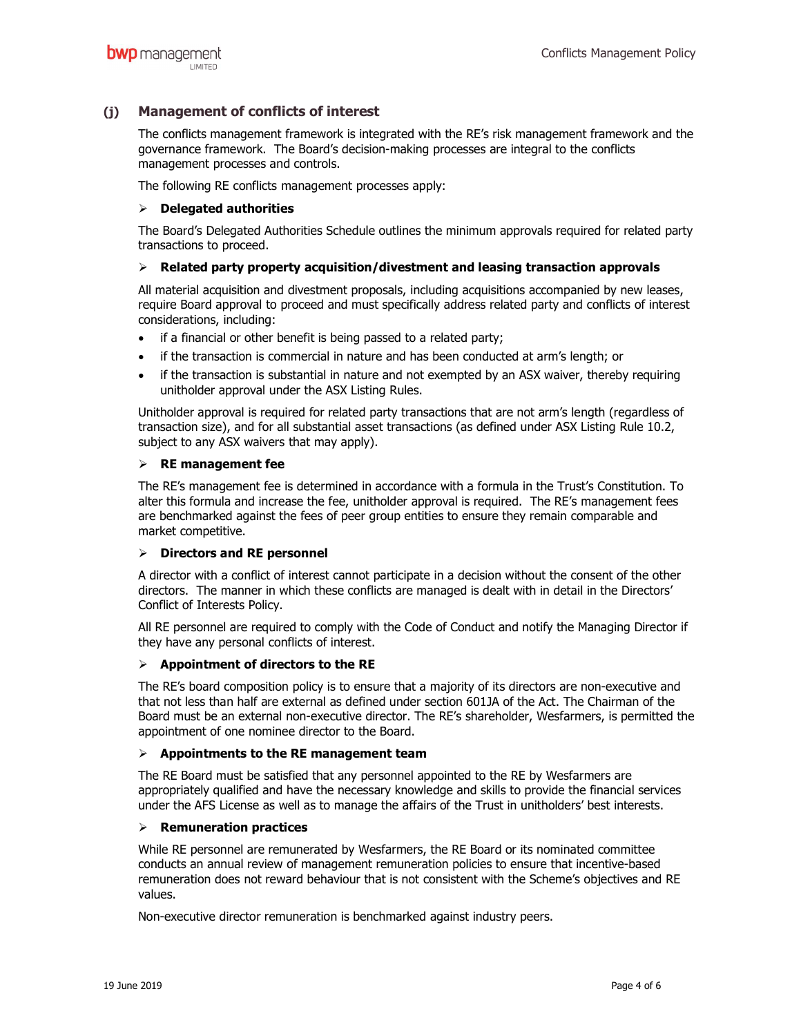### (j) Management of conflicts of interest

The conflicts management framework is integrated with the RE's risk management framework and the governance framework. The Board's decision-making processes are integral to the conflicts management processes and controls.

The following RE conflicts management processes apply:

- **Delegated authorities**

The Board's Delegated Authorities Schedule outlines the minimum approvals required for related party transactions to proceed.

- **Related party property acquisition/divestment and leasing transaction approvals**

All material acquisition and divestment proposals, including acquisitions accompanied by new leases, require Board approval to proceed and must specifically address related party and conflicts of interest considerations, including:

- if a financial or other benefit is being passed to a related party;
- if the transaction is commercial in nature and has been conducted at arm's length; or
- if the transaction is substantial in nature and not exempted by an ASX waiver, thereby requiring unitholder approval under the ASX Listing Rules.

Unitholder approval is required for related party transactions that are not arm's length (regardless of transaction size), and for all substantial asset transactions (as defined under ASX Listing Rule 10.2, subject to any ASX waivers that may apply).

- **RE management fee**

The RE's management fee is determined in accordance with a formula in the Trust's Constitution. To alter this formula and increase the fee, unitholder approval is required. The RE's management fees are benchmarked against the fees of peer group entities to ensure they remain comparable and market competitive.

- **Directors and RE personnel**

A director with a conflict of interest cannot participate in a decision without the consent of the other directors. The manner in which these conflicts are managed is dealt with in detail in the Directors' Conflict of Interests Policy.

All RE personnel are required to comply with the Code of Conduct and notify the Managing Director if they have any personal conflicts of interest.

- **Appointment of directors to the RE**

The RE's board composition policy is to ensure that a majority of its directors are non-executive and that not less than half are external as defined under section 601JA of the Act. The Chairman of the Board must be an external non-executive director. The RE's shareholder, Wesfarmers, is permitted the appointment of one nominee director to the Board.

- **Appointments to the RE management team**

The RE Board must be satisfied that any personnel appointed to the RE by Wesfarmers are appropriately qualified and have the necessary knowledge and skills to provide the financial services under the AFS License as well as to manage the affairs of the Trust in unitholders' best interests.

- **Remuneration practices**

While RE personnel are remunerated by Wesfarmers, the RE Board or its nominated committee conducts an annual review of management remuneration policies to ensure that incentive-based remuneration does not reward behaviour that is not consistent with the Scheme's objectives and RE values.

Non-executive director remuneration is benchmarked against industry peers.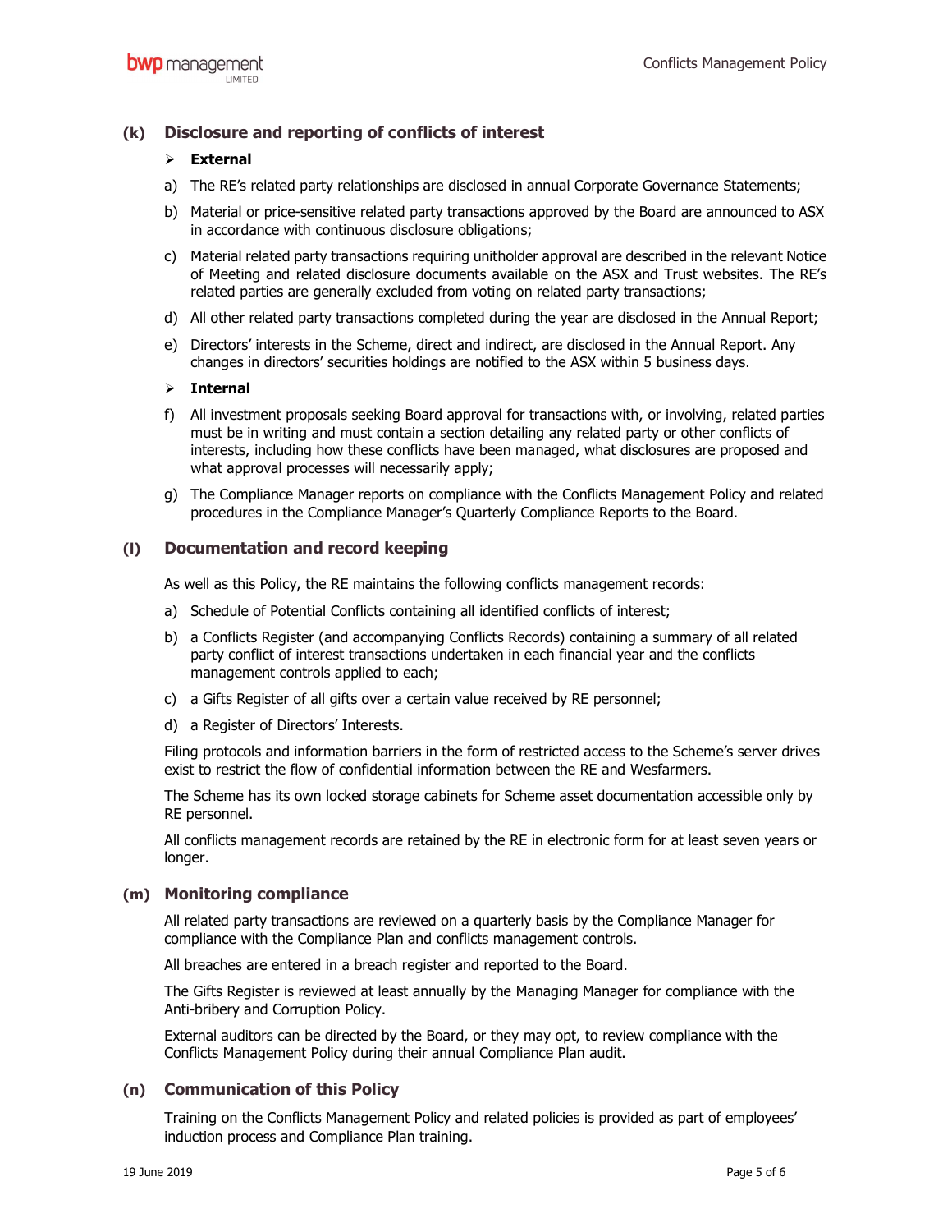### (k) Disclosure and reporting of conflicts of interest

➢ **External**

a) The RE's related party relationships are disclosed in annual Corporate Governance Statements;

b) Material or price-sensitive related party transactions approved by the Board are announced to ASX in accordance with continuous disclosure obligations;

c) Material related party transactions requiring unitholder approval are described in the relevant Notice of Meeting and related disclosure documents available on the ASX and Trust websites. The RE's related parties are generally excluded from voting on related party transactions;

d) All other related party transactions completed during the year are disclosed in the Annual Report;

e) Directors' interests in the Scheme, direct and indirect, are disclosed in the Annual Report. Any changes in directors' securities holdings are notified to the ASX within 5 business days.

➢ **Internal**

f) All investment proposals seeking Board approval for transactions with, or involving, related parties must be in writing and must contain a section detailing any related party or other conflicts of interests, including how these conflicts have been managed, what disclosures are proposed and what approval processes will necessarily apply;

g) The Compliance Manager reports on compliance with the Conflicts Management Policy and related procedures in the Compliance Manager's Quarterly Compliance Reports to the Board.

### (l) Documentation and record keeping

As well as this Policy, the RE maintains the following conflicts management records:

a) Schedule of Potential Conflicts containing all identified conflicts of interest;

b) a Conflicts Register (and accompanying Conflicts Records) containing a summary of all related party conflict of interest transactions undertaken in each financial year and the conflicts management controls applied to each;

c) a Gifts Register of all gifts over a certain value received by RE personnel;

d) a Register of Directors' Interests.

Filing protocols and information barriers in the form of restricted access to the Scheme's server drives exist to restrict the flow of confidential information between the RE and Wesfarmers.

The Scheme has its own locked storage cabinets for Scheme asset documentation accessible only by RE personnel.

All conflicts management records are retained by the RE in electronic form for at least seven years or longer.

### (m) Monitoring compliance

All related party transactions are reviewed on a quarterly basis by the Compliance Manager for compliance with the Compliance Plan and conflicts management controls.

All breaches are entered in a breach register and reported to the Board.

The Gifts Register is reviewed at least annually by the Managing Manager for compliance with the Anti-bribery and Corruption Policy.

External auditors can be directed by the Board, or they may opt, to review compliance with the Conflicts Management Policy during their annual Compliance Plan audit.

### (n) Communication of this Policy

Training on the Conflicts Management Policy and related policies is provided as part of employees' induction process and Compliance Plan training.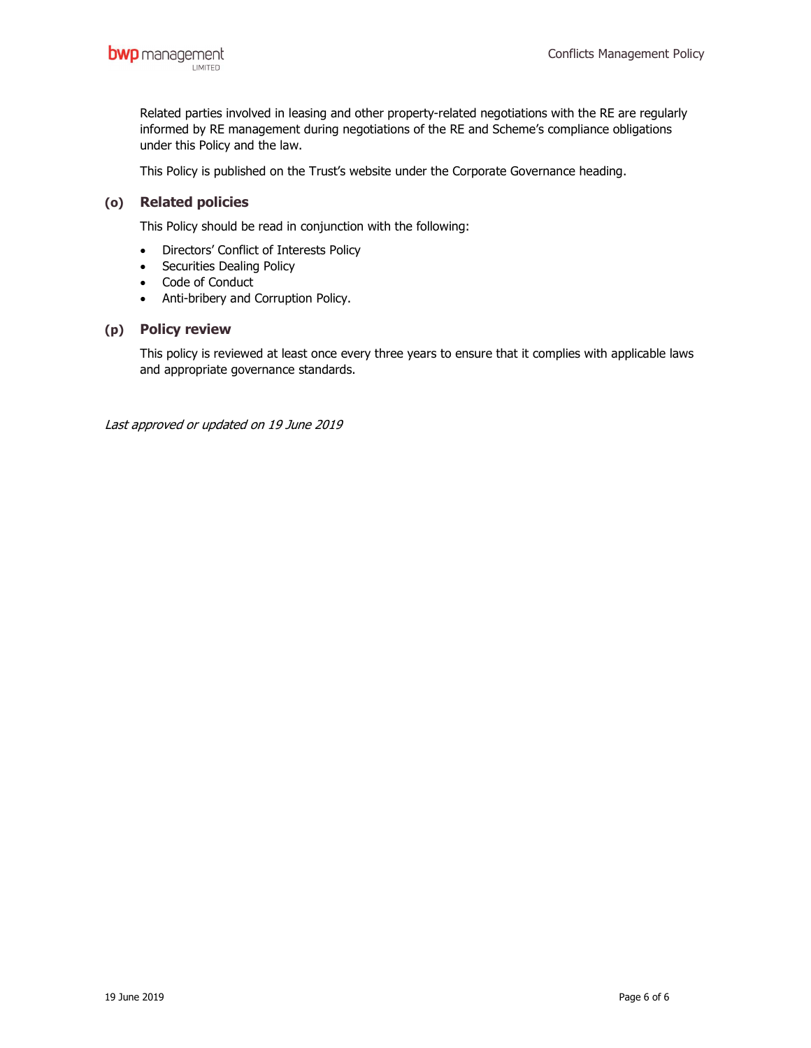Related parties involved in leasing and other property-related negotiations with the RE are regularly informed by RE management during negotiations of the RE and Scheme's compliance obligations under this Policy and the law.

This Policy is published on the Trust's website under the Corporate Governance heading.

### (o) Related policies

This Policy should be read in conjunction with the following:

- Directors' Conflict of Interests Policy
- Securities Dealing Policy
- Code of Conduct
- Anti-bribery and Corruption Policy.

### (p) Policy review

This policy is reviewed at least once every three years to ensure that it complies with applicable laws and appropriate governance standards.

*Last approved or updated on 19 June 2019*